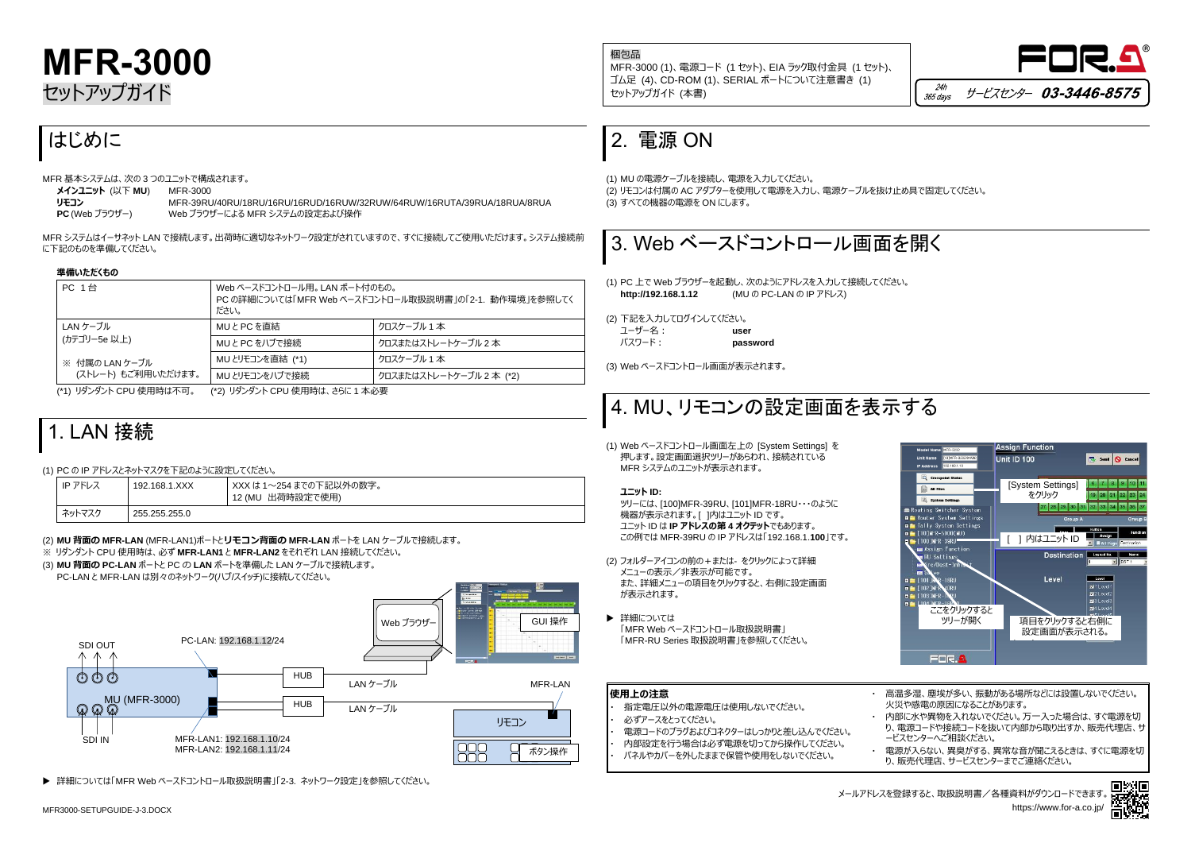# MFR-3000

セットアップガイド

梱包品
MFR-3000 (1)、電源コード (1 セット)、EIA ラック取付金具 (1 セット)、ゴム足 (4)、CD-ROM (1)、SERIAL ポートについて注意書き (1)
セットアップガイド (本書)

24h 365 days サービスセンター 03-3446-8575

## はじめに

MFR 基本システムは、次の 3 つのユニットで構成されます。

**メインユニット** (以下 **MU**)　MFR-3000
**リモコン**　MFR-39RU/40RU/18RU/16RU/16RUD/16RUW/32RUW/64RUW/16RUTA/39RUA/18RUA/8RUA
**PC** (Web ブラウザー)　Web ブラウザーによる MFR システムの設定および操作

MFR システムはイーサネット LAN で接続します。出荷時に適切なネットワーク設定がされていますので、すぐに接続してご使用いただけます。システム接続前に下記のものを準備してください。

**準備いただくもの**

| PC 1 台 | Web ベースドコントロール用。LAN ポート付のもの。<br>PC の詳細については「MFR Web ベースドコントロール取扱説明書」の「2-1. 動作環境」を参照してください。 | |
|---|---|---|
| LAN ケーブル<br>(カテゴリー5e 以上)<br><br>※ 付属の LAN ケーブル<br>(ストレート) もご利用いただけます。 | MU と PC を直結 | クロスケーブル 1 本 |
| | MU と PC をハブで接続 | クロスまたはストレートケーブル 2 本 |
| | MU とリモコンを直結 (*1) | クロスケーブル 1 本 |
| | MU とリモコンをハブで接続 | クロスまたはストレートケーブル 2 本 (*2) |

(*1) リダンダント CPU 使用時は不可。　(*2) リダンダント CPU 使用時は、さらに 1 本必要

## 1. LAN 接続

(1) PC の IP アドレスとネットマスクを下記のように設定してください。

| IP アドレス | 192.168.1.XXX | XXX は 1～254 までの下記以外の数字。<br>12 (MU 出荷時設定で使用) |
|---|---|---|
| ネットマスク | 255.255.255.0 | |

(2) **MU 背面の MFR-LAN** (MFR-LAN1)ポートと**リモコン背面の MFR-LAN** ポートを LAN ケーブルで接続します。
※ リダンダント CPU 使用時は、必ず **MFR-LAN1** と **MFR-LAN2** をそれぞれ LAN 接続してください。
(3) **MU 背面の PC-LAN** ポートと **PC の LAN** ポートを準備した LAN ケーブルで接続します。
PC-LAN と MFR-LAN は別々のネットワーク(ハブ/スイッチ)に接続してください。

SDI OUT　PC-LAN: 192.168.1.12/24　HUB　LAN ケーブル　Web ブラウザー　GUI 操作　MFR-LAN
MU (MFR-3000)　HUB　LAN ケーブル　リモコン
SDI IN　MFR-LAN1: 192.168.1.10/24　MFR-LAN2: 192.168.1.11/24　ボタン操作

▶ 詳細については「MFR Web ベースドコントロール取扱説明書」「2-3. ネットワーク設定」を参照してください。

## 2. 電源 ON

(1) MU の電源ケーブルを接続し、電源を入力してください。
(2) リモコンは付属の AC アダプターを使用して電源を入力し、電源ケーブルを抜け止め具で固定してください。
(3) すべての機器の電源を ON にします。

## 3. Web ベースドコントロール画面を開く

(1) PC 上で Web ブラウザーを起動し、次のようにアドレスを入力して接続してください。
**http://192.168.1.12**　(MU の PC-LAN の IP アドレス)

(2) 下記を入力してログインしてください。
ユーザー名：　**user**
パスワード：　**password**

(3) Web ベースドコントロール画面が表示されます。

## 4. MU、リモコンの設定画面を表示する

(1) Web ベースドコントロール画面左上の [System Settings] を押します。設定画面選択ツリーがあらわれ、接続されている MFR システムのユニットが表示されます。

**ユニット ID:**
ツリーには、[100]MFR-39RU、[101]MFR-18RU・・・のように機器が表示されます。[ ]内はユニット ID です。
ユニット ID は **IP アドレスの第 4 オクテット**でもあります。
この例では MFR-39RU の IP アドレスは「192.168.1.**100**」です。

(2) フォルダーアイコンの前の＋または－をクリックによって詳細メニューの表示／非表示が可能です。
また、詳細メニューの項目をクリックすると、右側に設定画面が表示されます。

▶ 詳細については
「MFR Web ベースドコントロール取扱説明書」
「MFR-RU Series 取扱説明書」を参照してください。

[System Settings] をクリック　[ ] 内はユニット ID　ここをクリックするとツリーが開く　項目をクリックすると右側に設定画面が表示される。

**使用上の注意**

- 指定電圧以外の電源電圧は使用しないでください。
- 必ずアースをとってください。
- 電源コードのプラグおよびコネクターはしっかりと差し込んでください。
- 内部設定を行う場合は必ず電源を切ってから操作してください。
- パネルやカバーを外したままで保管や使用をしないでください。
- 高温多湿、塵埃が多い、振動がある場所などには設置しないでください。火災や感電の原因になることがあります。
- 内部に水や異物を入れないでください。万一入った場合は、すぐ電源を切り、電源コードや接続コードを抜いて内部から取り出すか、販売代理店、サービスセンターへご相談ください。
- 電源が入らない、異臭がする、異常な音が聞こえるときは、すぐに電源を切り、販売代理店、サービスセンターまでご連絡ください。

MFR3000-SETUPGUIDE-J-3.DOCX

メールアドレスを登録すると、取扱説明書／各種資料がダウンロードできます。
https://www.for-a.co.jp/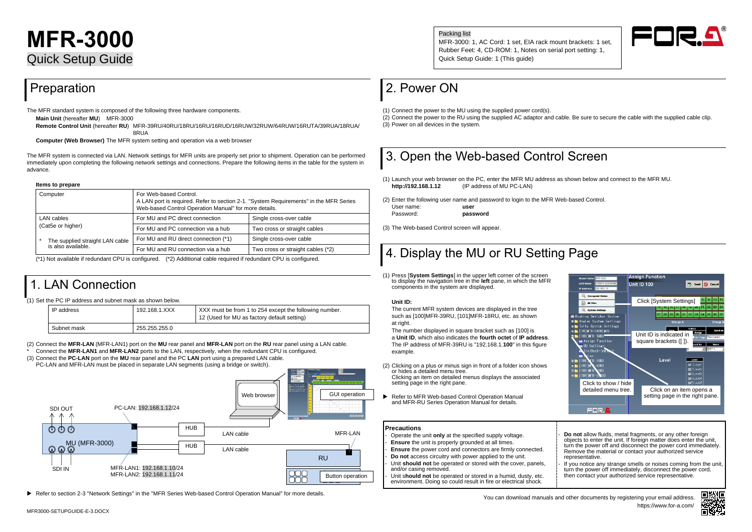# MFR-3000

Quick Setup Guide

Packing list
MFR-3000: 1, AC Cord: 1 set, EIA rack mount brackets: 1 set, Rubber Feet: 4, CD-ROM: 1, Notes on serial port setting: 1, Quick Setup Guide: 1 (This guide)

## Preparation

The MFR standard system is composed of the following three hardware components.

**Main Unit** (hereafter **MU**) MFR-3000

**Remote Control Unit** (hereafter **RU**) MFR-39RU/40RU/18RU/16RU/16RUD/16RUW/32RUW/64RUW/16RUTA/39RUA/18RUA/8RUA

**Computer (Web Browser)** The MFR system setting and operation via a web browser

The MFR system is connected via LAN. Network settings for MFR units are properly set prior to shipment. Operation can be performed immediately upon completing the following network settings and connections. Prepare the following items in the table for the system in advance.

**Items to prepare**

| | | |
|---|---|---|
| Computer | For Web-based Control. A LAN port is required. Refer to section 2-1. "System Requirements" in the MFR Series Web-based Control Operation Manual" for more details. | |
| LAN cables (Cat5e or higher) * The supplied straight LAN cable is also available. | For MU and PC direct connection | Single cross-over cable |
| | For MU and PC connection via a hub | Two cross or straight cables |
| | For MU and RU direct connection (*1) | Single cross-over cable |
| | For MU and RU connection via a hub | Two cross or straight cables (*2) |

(*1) Not available if redundant CPU is configured. (*2) Additional cable required if redundant CPU is configured.

## 1. LAN Connection

(1) Set the PC IP address and subnet mask as shown below.

| | | |
|---|---|---|
| IP address | 192.168.1.XXX | XXX must be from 1 to 254 except the following number. 12 (Used for MU as factory default setting) |
| Subnet mask | 255.255.255.0 | |

(2) Connect the **MFR-LAN** (MFR-LAN1) port on the **MU** rear panel and **MFR-LAN** port on the **RU** rear panel using a LAN cable.
\* Connect the **MFR-LAN1** and **MFR-LAN2** ports to the LAN, respectively, when the redundant CPU is configured.
(3) Connect the **PC-LAN** port on the **MU** rear panel and the PC **LAN** port using a prepared LAN cable.
PC-LAN and MFR-LAN must be placed in separate LAN segments (using a bridge or switch).

SDI OUT
PC-LAN: 192.168.1.12/24
MU (MFR-3000)
SDI IN
MFR-LAN1: 192.168.1.10/24
MFR-LAN2: 192.168.1.11/24
HUB
HUB
LAN cable
LAN cable
Web browser
GUI operation
MFR-LAN
RU
Button operation

▶ Refer to section 2-3 "Network Settings" in the "MFR Series Web-based Control Operation Manual" for more details.

## 2. Power ON

(1) Connect the power to the MU using the supplied power cord(s).
(2) Connect the power to the RU using the supplied AC adaptor and cable. Be sure to secure the cable with the supplied cable clip.
(3) Power on all devices in the system.

## 3. Open the Web-based Control Screen

(1) Launch your web browser on the PC, enter the MFR MU address as shown below and connect to the MFR MU.
**http://192.168.1.12** (IP address of MU PC-LAN)

(2) Enter the following user name and password to login to the MFR Web-based Control.
User name: **user**
Password: **password**

(3) The Web-based Control screen will appear.

## 4. Display the MU or RU Setting Page

(1) Press [**System Settings**] in the upper left corner of the screen to display the navigation tree in the **left** pane, in which the MFR components in the system are displayed.

**Unit ID:**

The current MFR system devices are displayed in the tree such as [100]MFR-39RU, [101]MFR-18RU, etc. as shown at right.
The number displayed in square bracket such as [100] is a **Unit ID**, which also indicates the **fourth octet** of **IP address**. The IP address of MFR-39RU is "192.168.1.**100**" in this figure example.

(2) Clicking on a plus or minus sign in front of a folder icon shows or hides a detailed menu tree.
Clicking an item on detailed menus displays the associated setting page in the right pane.

▶ Refer to MFR Web-based Control Operation Manual and MFR-RU Series Operation Manual for details.

Click [System Settings]
Unit ID is indicated in square brackets ([ ]).
Click to show / hide detailed menu tree.
Click on an item opens a setting page in the right pane.

**Precautions**

- Operate the unit **only** at the specified supply voltage.
- **Ensure** the unit is properly grounded at all times.
- **Ensure** the power cord and connectors are firmly connected.
- **Do not** access circuitry with power applied to the unit.
- Unit **should not** be operated or stored with the cover, panels, and/or casing removed.
- Unit **should not** be operated or stored in a humid, dusty, etc. environment. Doing so could result in fire or electrical shock.
- **Do not** allow fluids, metal fragments, or any other foreign objects to enter the unit. If foreign matter does enter the unit, turn the power off and disconnect the power cord immediately. Remove the material or contact your authorized service representative.
- If you notice any strange smells or noises coming from the unit, turn the power off immediately, disconnect the power cord, then contact your authorized service representative.

You can download manuals and other documents by registering your email address.
https://www.for-a.com/

MFR3000-SETUPGUIDE-E-3.DOCX